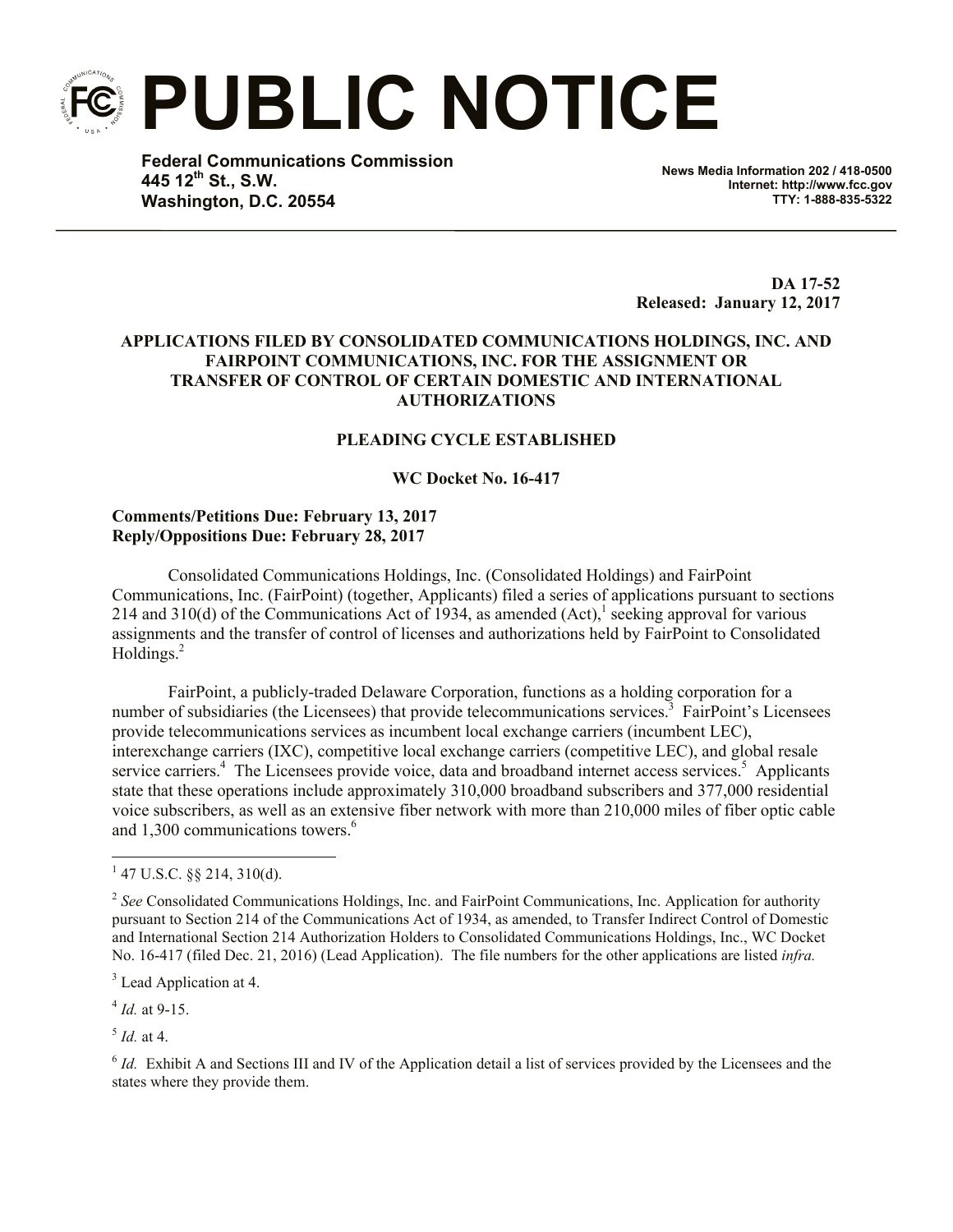# PUBLIC NOTICE

**Federal Communications Commission**
**445 12th St., S.W.**
**Washington, D.C. 20554**

**News Media Information 202 / 418-0500**
**Internet: http://www.fcc.gov**
**TTY: 1-888-835-5322**

**DA 17-52**
**Released: January 12, 2017**

**APPLICATIONS FILED BY CONSOLIDATED COMMUNICATIONS HOLDINGS, INC. AND FAIRPOINT COMMUNICATIONS, INC. FOR THE ASSIGNMENT OR TRANSFER OF CONTROL OF CERTAIN DOMESTIC AND INTERNATIONAL AUTHORIZATIONS**

**PLEADING CYCLE ESTABLISHED**

**WC Docket No. 16-417**

**Comments/Petitions Due: February 13, 2017**
**Reply/Oppositions Due: February 28, 2017**

Consolidated Communications Holdings, Inc. (Consolidated Holdings) and FairPoint Communications, Inc. (FairPoint) (together, Applicants) filed a series of applications pursuant to sections 214 and 310(d) of the Communications Act of 1934, as amended (Act),[1] seeking approval for various assignments and the transfer of control of licenses and authorizations held by FairPoint to Consolidated Holdings.[2]

FairPoint, a publicly-traded Delaware Corporation, functions as a holding corporation for a number of subsidiaries (the Licensees) that provide telecommunications services.[3] FairPoint's Licensees provide telecommunications services as incumbent local exchange carriers (incumbent LEC), interexchange carriers (IXC), competitive local exchange carriers (competitive LEC), and global resale service carriers.[4] The Licensees provide voice, data and broadband internet access services.[5] Applicants state that these operations include approximately 310,000 broadband subscribers and 377,000 residential voice subscribers, as well as an extensive fiber network with more than 210,000 miles of fiber optic cable and 1,300 communications towers.[6]

---

[1] 47 U.S.C. §§ 214, 310(d).

[2] *See* Consolidated Communications Holdings, Inc. and FairPoint Communications, Inc. Application for authority pursuant to Section 214 of the Communications Act of 1934, as amended, to Transfer Indirect Control of Domestic and International Section 214 Authorization Holders to Consolidated Communications Holdings, Inc., WC Docket No. 16-417 (filed Dec. 21, 2016) (Lead Application). The file numbers for the other applications are listed *infra.*

[3] Lead Application at 4.

[4] *Id.* at 9-15.

[5] *Id.* at 4.

[6] *Id.* Exhibit A and Sections III and IV of the Application detail a list of services provided by the Licensees and the states where they provide them.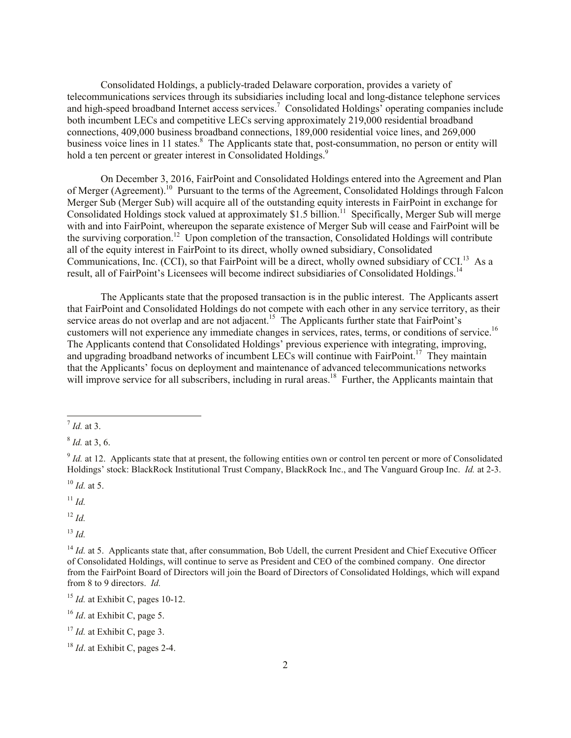Consolidated Holdings, a publicly-traded Delaware corporation, provides a variety of telecommunications services through its subsidiaries including local and long-distance telephone services and high-speed broadband Internet access services.[7] Consolidated Holdings' operating companies include both incumbent LECs and competitive LECs serving approximately 219,000 residential broadband connections, 409,000 business broadband connections, 189,000 residential voice lines, and 269,000 business voice lines in 11 states.[8] The Applicants state that, post-consummation, no person or entity will hold a ten percent or greater interest in Consolidated Holdings.[9]

On December 3, 2016, FairPoint and Consolidated Holdings entered into the Agreement and Plan of Merger (Agreement).[10] Pursuant to the terms of the Agreement, Consolidated Holdings through Falcon Merger Sub (Merger Sub) will acquire all of the outstanding equity interests in FairPoint in exchange for Consolidated Holdings stock valued at approximately $1.5 billion.[11] Specifically, Merger Sub will merge with and into FairPoint, whereupon the separate existence of Merger Sub will cease and FairPoint will be the surviving corporation.[12] Upon completion of the transaction, Consolidated Holdings will contribute all of the equity interest in FairPoint to its direct, wholly owned subsidiary, Consolidated Communications, Inc. (CCI), so that FairPoint will be a direct, wholly owned subsidiary of CCI.[13] As a result, all of FairPoint's Licensees will become indirect subsidiaries of Consolidated Holdings.[14]

The Applicants state that the proposed transaction is in the public interest. The Applicants assert that FairPoint and Consolidated Holdings do not compete with each other in any service territory, as their service areas do not overlap and are not adjacent.[15] The Applicants further state that FairPoint's customers will not experience any immediate changes in services, rates, terms, or conditions of service.[16] The Applicants contend that Consolidated Holdings' previous experience with integrating, improving, and upgrading broadband networks of incumbent LECs will continue with FairPoint.[17] They maintain that the Applicants' focus on deployment and maintenance of advanced telecommunications networks will improve service for all subscribers, including in rural areas.[18] Further, the Applicants maintain that

---

[7] *Id.* at 3.

[8] *Id.* at 3, 6.

[9] *Id.* at 12. Applicants state that at present, the following entities own or control ten percent or more of Consolidated Holdings' stock: BlackRock Institutional Trust Company, BlackRock Inc., and The Vanguard Group Inc. *Id.* at 2-3.

[10] *Id.* at 5.

[11] *Id.*

[12] *Id.*

[13] *Id.*

[14] *Id.* at 5. Applicants state that, after consummation, Bob Udell, the current President and Chief Executive Officer of Consolidated Holdings, will continue to serve as President and CEO of the combined company. One director from the FairPoint Board of Directors will join the Board of Directors of Consolidated Holdings, which will expand from 8 to 9 directors. *Id.*

[15] *Id.* at Exhibit C, pages 10-12.

[16] *Id*. at Exhibit C, page 5.

[17] *Id.* at Exhibit C, page 3.

[18] *Id*. at Exhibit C, pages 2-4.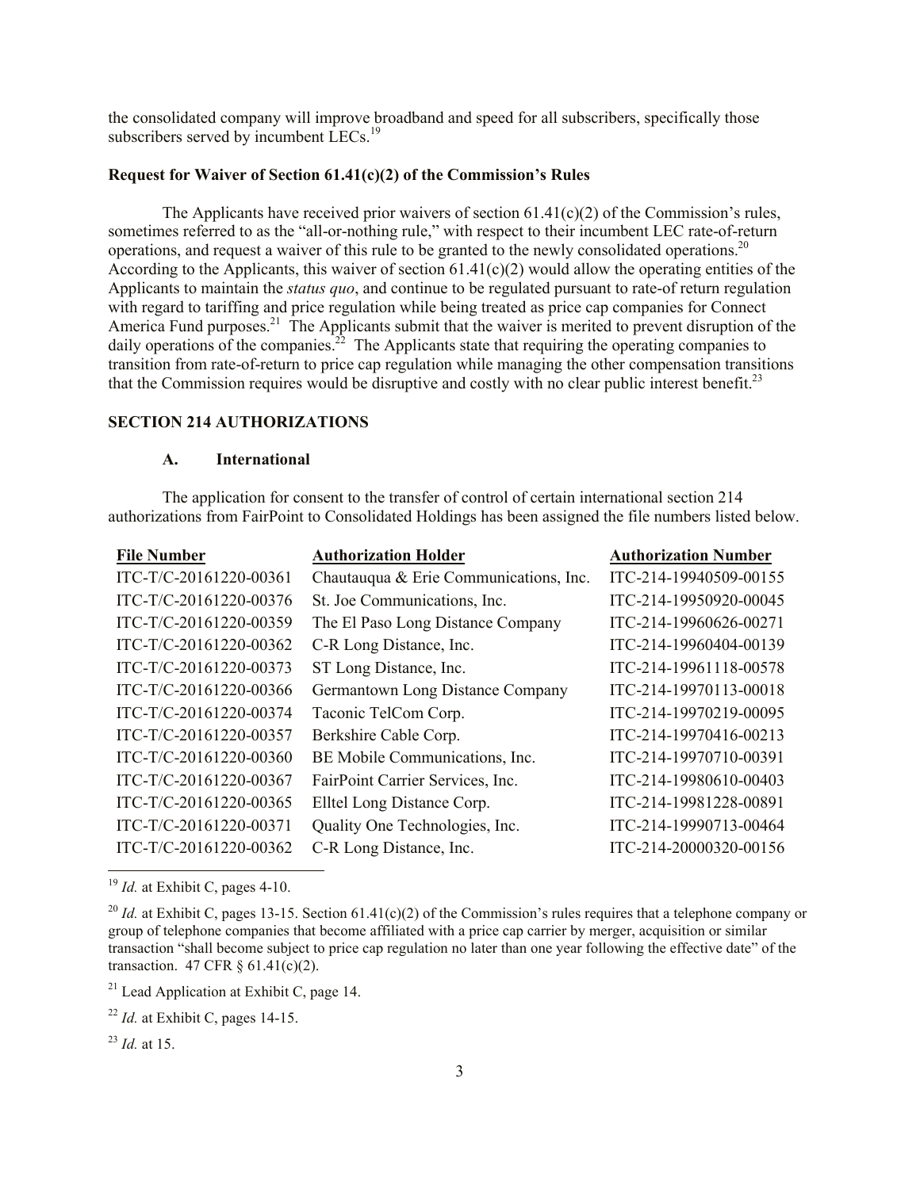the consolidated company will improve broadband and speed for all subscribers, specifically those subscribers served by incumbent LECs.[19]

**Request for Waiver of Section 61.41(c)(2) of the Commission's Rules**

The Applicants have received prior waivers of section 61.41(c)(2) of the Commission's rules, sometimes referred to as the "all-or-nothing rule," with respect to their incumbent LEC rate-of-return operations, and request a waiver of this rule to be granted to the newly consolidated operations.[20] According to the Applicants, this waiver of section 61.41(c)(2) would allow the operating entities of the Applicants to maintain the *status quo*, and continue to be regulated pursuant to rate-of return regulation with regard to tariffing and price regulation while being treated as price cap companies for Connect America Fund purposes.[21] The Applicants submit that the waiver is merited to prevent disruption of the daily operations of the companies.[22] The Applicants state that requiring the operating companies to transition from rate-of-return to price cap regulation while managing the other compensation transitions that the Commission requires would be disruptive and costly with no clear public interest benefit.[23]

**SECTION 214 AUTHORIZATIONS**

**A. International**

The application for consent to the transfer of control of certain international section 214 authorizations from FairPoint to Consolidated Holdings has been assigned the file numbers listed below.

| File Number | Authorization Holder | Authorization Number |
|---|---|---|
| ITC-T/C-20161220-00361 | Chautauqua & Erie Communications, Inc. | ITC-214-19940509-00155 |
| ITC-T/C-20161220-00376 | St. Joe Communications, Inc. | ITC-214-19950920-00045 |
| ITC-T/C-20161220-00359 | The El Paso Long Distance Company | ITC-214-19960626-00271 |
| ITC-T/C-20161220-00362 | C-R Long Distance, Inc. | ITC-214-19960404-00139 |
| ITC-T/C-20161220-00373 | ST Long Distance, Inc. | ITC-214-19961118-00578 |
| ITC-T/C-20161220-00366 | Germantown Long Distance Company | ITC-214-19970113-00018 |
| ITC-T/C-20161220-00374 | Taconic TelCom Corp. | ITC-214-19970219-00095 |
| ITC-T/C-20161220-00357 | Berkshire Cable Corp. | ITC-214-19970416-00213 |
| ITC-T/C-20161220-00360 | BE Mobile Communications, Inc. | ITC-214-19970710-00391 |
| ITC-T/C-20161220-00367 | FairPoint Carrier Services, Inc. | ITC-214-19980610-00403 |
| ITC-T/C-20161220-00365 | Elltel Long Distance Corp. | ITC-214-19981228-00891 |
| ITC-T/C-20161220-00371 | Quality One Technologies, Inc. | ITC-214-19990713-00464 |
| ITC-T/C-20161220-00362 | C-R Long Distance, Inc. | ITC-214-20000320-00156 |

[19] *Id.* at Exhibit C, pages 4-10.

[20] *Id.* at Exhibit C, pages 13-15. Section 61.41(c)(2) of the Commission's rules requires that a telephone company or group of telephone companies that become affiliated with a price cap carrier by merger, acquisition or similar transaction "shall become subject to price cap regulation no later than one year following the effective date" of the transaction. 47 CFR § 61.41(c)(2).

[21] Lead Application at Exhibit C, page 14.

[22] *Id.* at Exhibit C, pages 14-15.

[23] *Id.* at 15.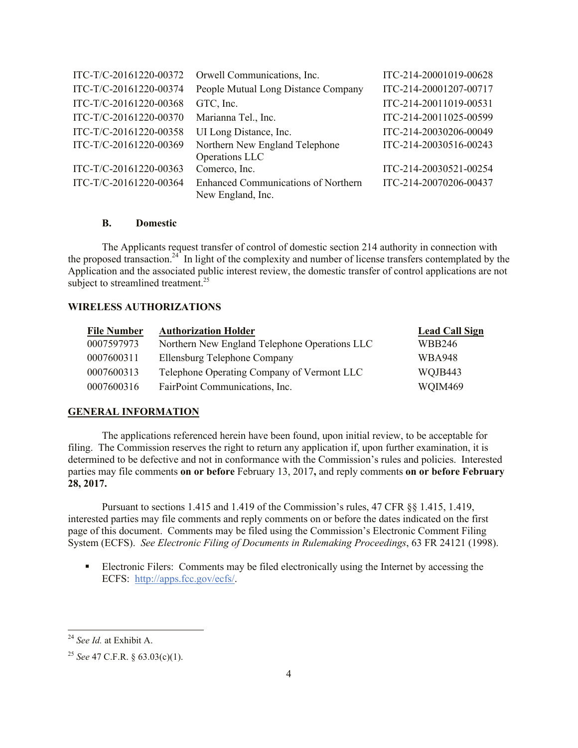| | | |
|---|---|---|
| ITC-T/C-20161220-00372 | Orwell Communications, Inc. | ITC-214-20001019-00628 |
| ITC-T/C-20161220-00374 | People Mutual Long Distance Company | ITC-214-20001207-00717 |
| ITC-T/C-20161220-00368 | GTC, Inc. | ITC-214-20011019-00531 |
| ITC-T/C-20161220-00370 | Marianna Tel., Inc. | ITC-214-20011025-00599 |
| ITC-T/C-20161220-00358 | UI Long Distance, Inc. | ITC-214-20030206-00049 |
| ITC-T/C-20161220-00369 | Northern New England Telephone Operations LLC | ITC-214-20030516-00243 |
| ITC-T/C-20161220-00363 | Comerco, Inc. | ITC-214-20030521-00254 |
| ITC-T/C-20161220-00364 | Enhanced Communications of Northern New England, Inc. | ITC-214-20070206-00437 |

### B. Domestic

The Applicants request transfer of control of domestic section 214 authority in connection with the proposed transaction.[24] In light of the complexity and number of license transfers contemplated by the Application and the associated public interest review, the domestic transfer of control applications are not subject to streamlined treatment.[25]

## WIRELESS AUTHORIZATIONS

| File Number | Authorization Holder | Lead Call Sign |
|---|---|---|
| 0007597973 | Northern New England Telephone Operations LLC | WBB246 |
| 0007600311 | Ellensburg Telephone Company | WBA948 |
| 0007600313 | Telephone Operating Company of Vermont LLC | WQJB443 |
| 0007600316 | FairPoint Communications, Inc. | WQIM469 |

## GENERAL INFORMATION

The applications referenced herein have been found, upon initial review, to be acceptable for filing. The Commission reserves the right to return any application if, upon further examination, it is determined to be defective and not in conformance with the Commission's rules and policies. Interested parties may file comments **on or before** February 13, 2017**,** and reply comments **on or before February 28, 2017.**

Pursuant to sections 1.415 and 1.419 of the Commission's rules, 47 CFR §§ 1.415, 1.419, interested parties may file comments and reply comments on or before the dates indicated on the first page of this document. Comments may be filed using the Commission's Electronic Comment Filing System (ECFS). *See Electronic Filing of Documents in Rulemaking Proceedings*, 63 FR 24121 (1998).

- Electronic Filers: Comments may be filed electronically using the Internet by accessing the ECFS: http://apps.fcc.gov/ecfs/.

---

[24] *See Id.* at Exhibit A.

[25] *See* 47 C.F.R. § 63.03(c)(1).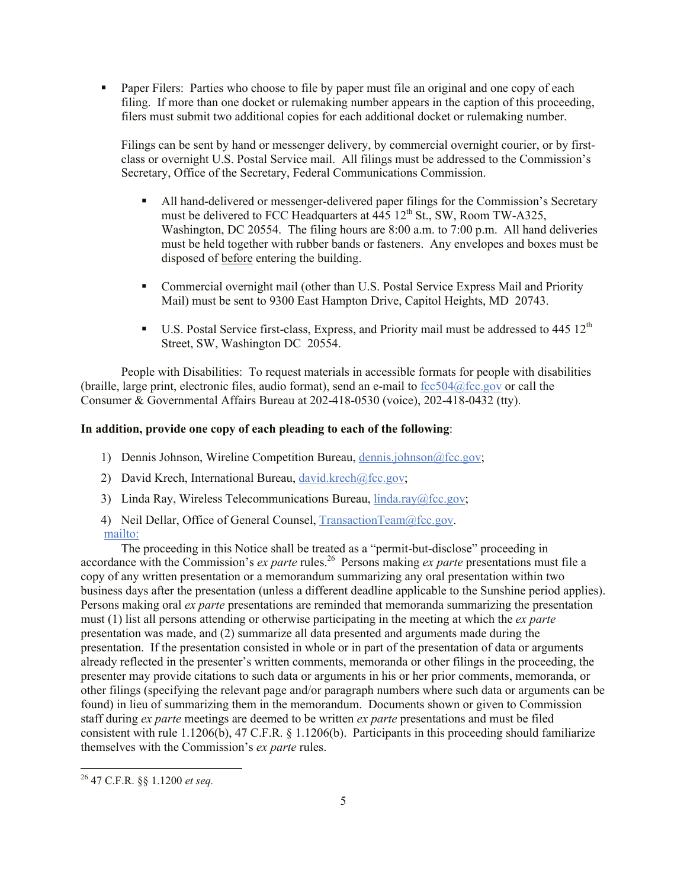- Paper Filers: Parties who choose to file by paper must file an original and one copy of each filing. If more than one docket or rulemaking number appears in the caption of this proceeding, filers must submit two additional copies for each additional docket or rulemaking number.

  Filings can be sent by hand or messenger delivery, by commercial overnight courier, or by first-class or overnight U.S. Postal Service mail. All filings must be addressed to the Commission's Secretary, Office of the Secretary, Federal Communications Commission.

  - All hand-delivered or messenger-delivered paper filings for the Commission's Secretary must be delivered to FCC Headquarters at 445 12th St., SW, Room TW-A325, Washington, DC 20554. The filing hours are 8:00 a.m. to 7:00 p.m. All hand deliveries must be held together with rubber bands or fasteners. Any envelopes and boxes must be disposed of before entering the building.

  - Commercial overnight mail (other than U.S. Postal Service Express Mail and Priority Mail) must be sent to 9300 East Hampton Drive, Capitol Heights, MD 20743.

  - U.S. Postal Service first-class, Express, and Priority mail must be addressed to 445 12th Street, SW, Washington DC 20554.

People with Disabilities: To request materials in accessible formats for people with disabilities (braille, large print, electronic files, audio format), send an e-mail to fcc504@fcc.gov or call the Consumer & Governmental Affairs Bureau at 202-418-0530 (voice), 202-418-0432 (tty).

**In addition, provide one copy of each pleading to each of the following**:

1) Dennis Johnson, Wireline Competition Bureau, dennis.johnson@fcc.gov;
2) David Krech, International Bureau, david.krech@fcc.gov;
3) Linda Ray, Wireless Telecommunications Bureau, linda.ray@fcc.gov;
4) Neil Dellar, Office of General Counsel, TransactionTeam@fcc.gov.

mailto:

The proceeding in this Notice shall be treated as a "permit-but-disclose" proceeding in accordance with the Commission's *ex parte* rules.[26] Persons making *ex parte* presentations must file a copy of any written presentation or a memorandum summarizing any oral presentation within two business days after the presentation (unless a different deadline applicable to the Sunshine period applies). Persons making oral *ex parte* presentations are reminded that memoranda summarizing the presentation must (1) list all persons attending or otherwise participating in the meeting at which the *ex parte* presentation was made, and (2) summarize all data presented and arguments made during the presentation. If the presentation consisted in whole or in part of the presentation of data or arguments already reflected in the presenter's written comments, memoranda or other filings in the proceeding, the presenter may provide citations to such data or arguments in his or her prior comments, memoranda, or other filings (specifying the relevant page and/or paragraph numbers where such data or arguments can be found) in lieu of summarizing them in the memorandum. Documents shown or given to Commission staff during *ex parte* meetings are deemed to be written *ex parte* presentations and must be filed consistent with rule 1.1206(b), 47 C.F.R. § 1.1206(b). Participants in this proceeding should familiarize themselves with the Commission's *ex parte* rules.

---

[26] 47 C.F.R. §§ 1.1200 *et seq.*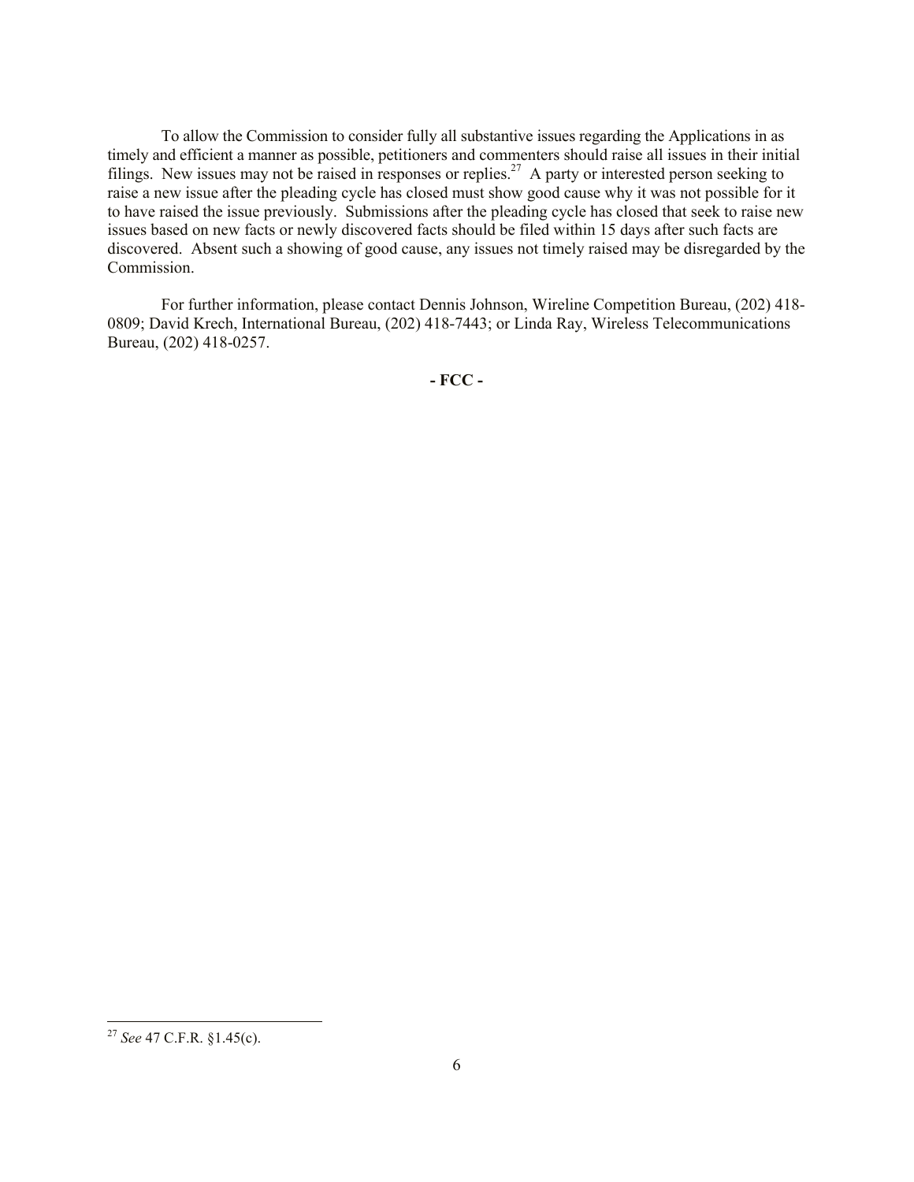To allow the Commission to consider fully all substantive issues regarding the Applications in as timely and efficient a manner as possible, petitioners and commenters should raise all issues in their initial filings. New issues may not be raised in responses or replies.[27] A party or interested person seeking to raise a new issue after the pleading cycle has closed must show good cause why it was not possible for it to have raised the issue previously. Submissions after the pleading cycle has closed that seek to raise new issues based on new facts or newly discovered facts should be filed within 15 days after such facts are discovered. Absent such a showing of good cause, any issues not timely raised may be disregarded by the Commission.

For further information, please contact Dennis Johnson, Wireline Competition Bureau, (202) 418-0809; David Krech, International Bureau, (202) 418-7443; or Linda Ray, Wireless Telecommunications Bureau, (202) 418-0257.

**- FCC -**

---

[27] *See* 47 C.F.R. §1.45(c).